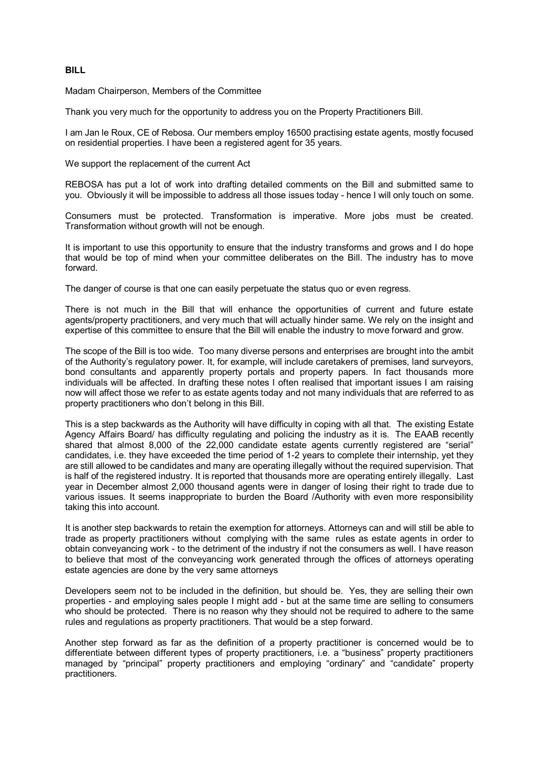**BILL**

Madam Chairperson, Members of the Committee

Thank you very much for the opportunity to address you on the Property Practitioners Bill.

I am Jan le Roux, CE of Rebosa. Our members employ 16500 practising estate agents, mostly focused on residential properties. I have been a registered agent for 35 years.

We support the replacement of the current Act

REBOSA has put a lot of work into drafting detailed comments on the Bill and submitted same to you. Obviously it will be impossible to address all those issues today - hence I will only touch on some.

Consumers must be protected. Transformation is imperative. More jobs must be created. Transformation without growth will not be enough.

It is important to use this opportunity to ensure that the industry transforms and grows and I do hope that would be top of mind when your committee deliberates on the Bill. The industry has to move forward.

The danger of course is that one can easily perpetuate the status quo or even regress.

There is not much in the Bill that will enhance the opportunities of current and future estate agents/property practitioners, and very much that will actually hinder same. We rely on the insight and expertise of this committee to ensure that the Bill will enable the industry to move forward and grow.

The scope of the Bill is too wide. Too many diverse persons and enterprises are brought into the ambit of the Authority's regulatory power. It, for example, will include caretakers of premises, land surveyors, bond consultants and apparently property portals and property papers. In fact thousands more individuals will be affected. In drafting these notes I often realised that important issues I am raising now will affect those we refer to as estate agents today and not many individuals that are referred to as property practitioners who don't belong in this Bill.

This is a step backwards as the Authority will have difficulty in coping with all that. The existing Estate Agency Affairs Board/ has difficulty regulating and policing the industry as it is. The EAAB recently shared that almost 8,000 of the 22,000 candidate estate agents currently registered are "serial" candidates, i.e. they have exceeded the time period of 1-2 years to complete their internship, yet they are still allowed to be candidates and many are operating illegally without the required supervision. That is half of the registered industry. It is reported that thousands more are operating entirely illegally. Last year in December almost 2,000 thousand agents were in danger of losing their right to trade due to various issues. It seems inappropriate to burden the Board /Authority with even more responsibility taking this into account.

It is another step backwards to retain the exemption for attorneys. Attorneys can and will still be able to trade as property practitioners without complying with the same rules as estate agents in order to obtain conveyancing work - to the detriment of the industry if not the consumers as well. I have reason to believe that most of the conveyancing work generated through the offices of attorneys operating estate agencies are done by the very same attorneys

Developers seem not to be included in the definition, but should be. Yes, they are selling their own properties - and employing sales people I might add - but at the same time are selling to consumers who should be protected. There is no reason why they should not be required to adhere to the same rules and regulations as property practitioners. That would be a step forward.

Another step forward as far as the definition of a property practitioner is concerned would be to differentiate between different types of property practitioners, i.e. a "business" property practitioners managed by "principal" property practitioners and employing "ordinary" and "candidate" property practitioners.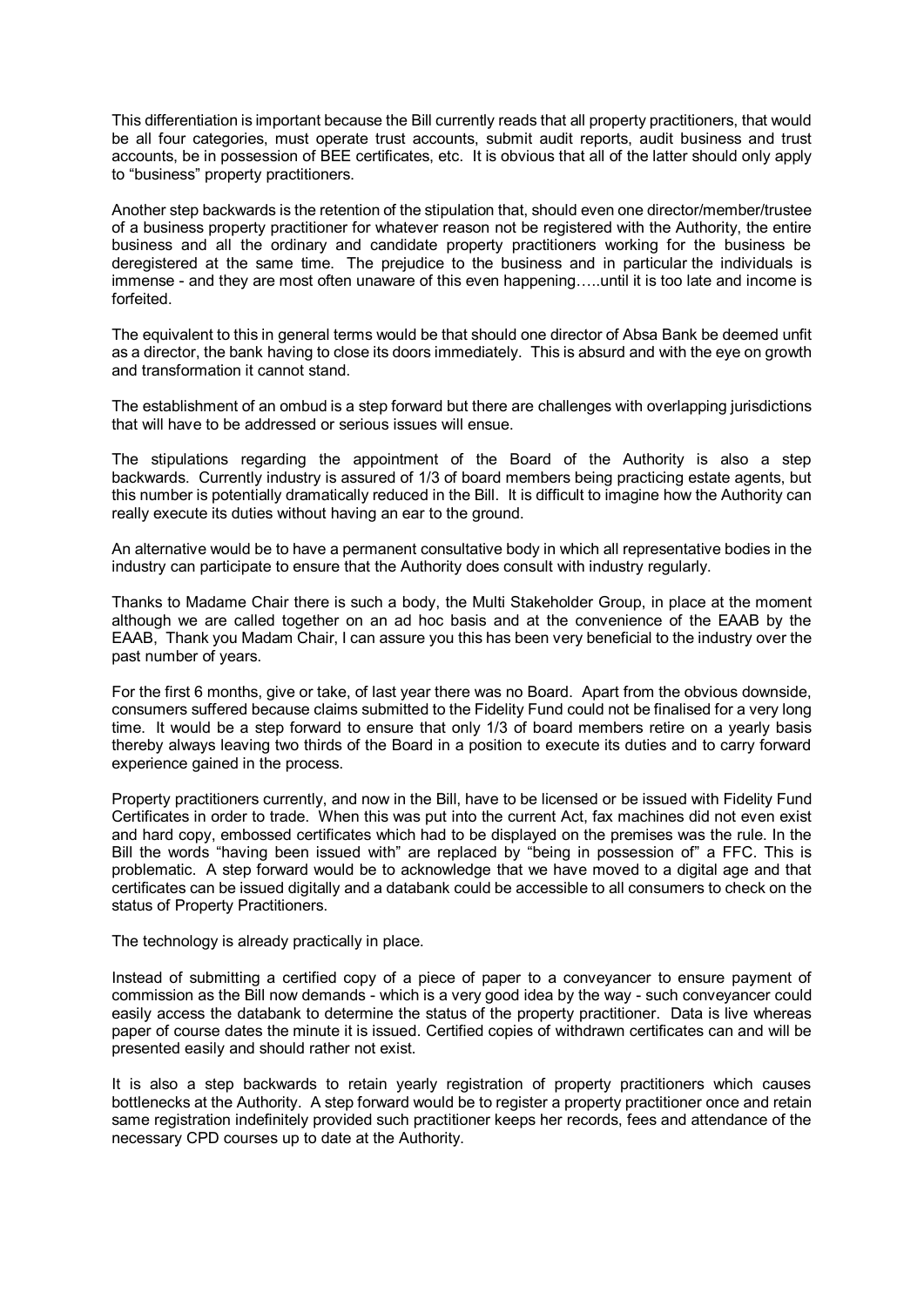This differentiation is important because the Bill currently reads that all property practitioners, that would be all four categories, must operate trust accounts, submit audit reports, audit business and trust accounts, be in possession of BEE certificates, etc. It is obvious that all of the latter should only apply to "business" property practitioners.

Another step backwards is the retention of the stipulation that, should even one director/member/trustee of a business property practitioner for whatever reason not be registered with the Authority, the entire business and all the ordinary and candidate property practitioners working for the business be deregistered at the same time. The prejudice to the business and in particular the individuals is immense - and they are most often unaware of this even happening…..until it is too late and income is forfeited.

The equivalent to this in general terms would be that should one director of Absa Bank be deemed unfit as a director, the bank having to close its doors immediately. This is absurd and with the eye on growth and transformation it cannot stand.

The establishment of an ombud is a step forward but there are challenges with overlapping jurisdictions that will have to be addressed or serious issues will ensue.

The stipulations regarding the appointment of the Board of the Authority is also a step backwards. Currently industry is assured of 1/3 of board members being practicing estate agents, but this number is potentially dramatically reduced in the Bill. It is difficult to imagine how the Authority can really execute its duties without having an ear to the ground.

An alternative would be to have a permanent consultative body in which all representative bodies in the industry can participate to ensure that the Authority does consult with industry regularly.

Thanks to Madame Chair there is such a body, the Multi Stakeholder Group, in place at the moment although we are called together on an ad hoc basis and at the convenience of the EAAB by the EAAB, Thank you Madam Chair, I can assure you this has been very beneficial to the industry over the past number of years.

For the first 6 months, give or take, of last year there was no Board. Apart from the obvious downside, consumers suffered because claims submitted to the Fidelity Fund could not be finalised for a very long time. It would be a step forward to ensure that only 1/3 of board members retire on a yearly basis thereby always leaving two thirds of the Board in a position to execute its duties and to carry forward experience gained in the process.

Property practitioners currently, and now in the Bill, have to be licensed or be issued with Fidelity Fund Certificates in order to trade. When this was put into the current Act, fax machines did not even exist and hard copy, embossed certificates which had to be displayed on the premises was the rule. In the Bill the words "having been issued with" are replaced by "being in possession of" a FFC. This is problematic. A step forward would be to acknowledge that we have moved to a digital age and that certificates can be issued digitally and a databank could be accessible to all consumers to check on the status of Property Practitioners.

The technology is already practically in place.

Instead of submitting a certified copy of a piece of paper to a conveyancer to ensure payment of commission as the Bill now demands - which is a very good idea by the way - such conveyancer could easily access the databank to determine the status of the property practitioner. Data is live whereas paper of course dates the minute it is issued. Certified copies of withdrawn certificates can and will be presented easily and should rather not exist.

It is also a step backwards to retain yearly registration of property practitioners which causes bottlenecks at the Authority. A step forward would be to register a property practitioner once and retain same registration indefinitely provided such practitioner keeps her records, fees and attendance of the necessary CPD courses up to date at the Authority.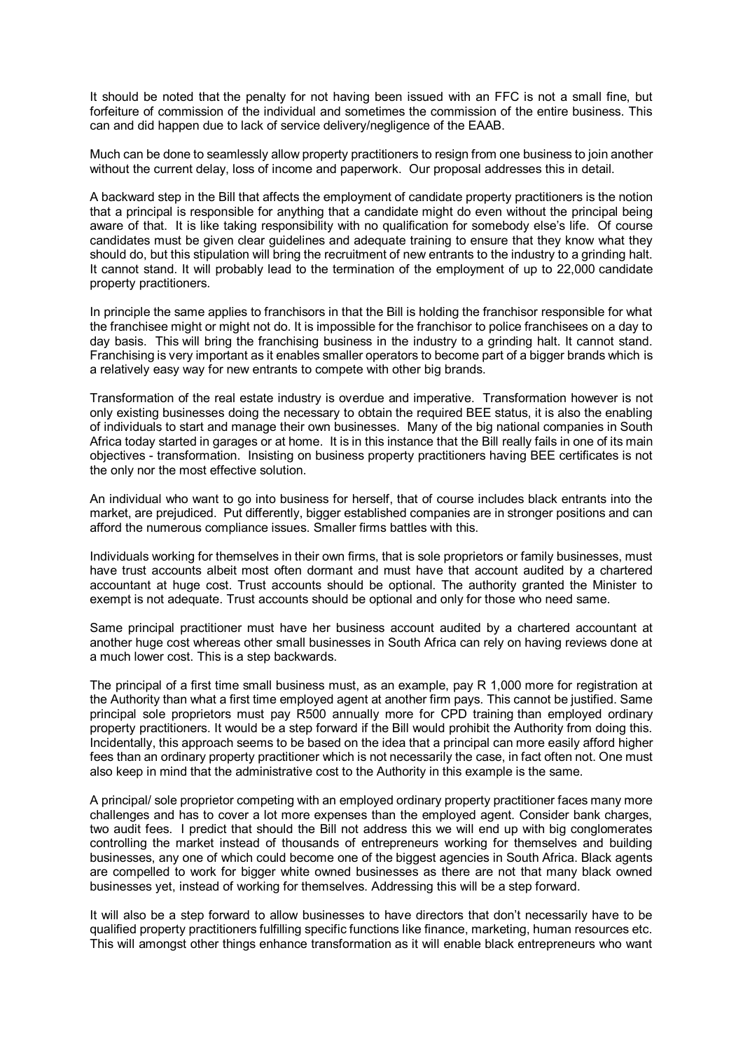It should be noted that the penalty for not having been issued with an FFC is not a small fine, but forfeiture of commission of the individual and sometimes the commission of the entire business. This can and did happen due to lack of service delivery/negligence of the EAAB.

Much can be done to seamlessly allow property practitioners to resign from one business to join another without the current delay, loss of income and paperwork. Our proposal addresses this in detail.

A backward step in the Bill that affects the employment of candidate property practitioners is the notion that a principal is responsible for anything that a candidate might do even without the principal being aware of that. It is like taking responsibility with no qualification for somebody else's life. Of course candidates must be given clear guidelines and adequate training to ensure that they know what they should do, but this stipulation will bring the recruitment of new entrants to the industry to a grinding halt. It cannot stand. It will probably lead to the termination of the employment of up to 22,000 candidate property practitioners.

In principle the same applies to franchisors in that the Bill is holding the franchisor responsible for what the franchisee might or might not do. It is impossible for the franchisor to police franchisees on a day to day basis. This will bring the franchising business in the industry to a grinding halt. It cannot stand. Franchising is very important as it enables smaller operators to become part of a bigger brands which is a relatively easy way for new entrants to compete with other big brands.

Transformation of the real estate industry is overdue and imperative. Transformation however is not only existing businesses doing the necessary to obtain the required BEE status, it is also the enabling of individuals to start and manage their own businesses. Many of the big national companies in South Africa today started in garages or at home. It is in this instance that the Bill really fails in one of its main objectives - transformation. Insisting on business property practitioners having BEE certificates is not the only nor the most effective solution.

An individual who want to go into business for herself, that of course includes black entrants into the market, are prejudiced. Put differently, bigger established companies are in stronger positions and can afford the numerous compliance issues. Smaller firms battles with this.

Individuals working for themselves in their own firms, that is sole proprietors or family businesses, must have trust accounts albeit most often dormant and must have that account audited by a chartered accountant at huge cost. Trust accounts should be optional. The authority granted the Minister to exempt is not adequate. Trust accounts should be optional and only for those who need same.

Same principal practitioner must have her business account audited by a chartered accountant at another huge cost whereas other small businesses in South Africa can rely on having reviews done at a much lower cost. This is a step backwards.

The principal of a first time small business must, as an example, pay R 1,000 more for registration at the Authority than what a first time employed agent at another firm pays. This cannot be justified. Same principal sole proprietors must pay R500 annually more for CPD training than employed ordinary property practitioners. It would be a step forward if the Bill would prohibit the Authority from doing this. Incidentally, this approach seems to be based on the idea that a principal can more easily afford higher fees than an ordinary property practitioner which is not necessarily the case, in fact often not. One must also keep in mind that the administrative cost to the Authority in this example is the same.

A principal/ sole proprietor competing with an employed ordinary property practitioner faces many more challenges and has to cover a lot more expenses than the employed agent. Consider bank charges, two audit fees. I predict that should the Bill not address this we will end up with big conglomerates controlling the market instead of thousands of entrepreneurs working for themselves and building businesses, any one of which could become one of the biggest agencies in South Africa. Black agents are compelled to work for bigger white owned businesses as there are not that many black owned businesses yet, instead of working for themselves. Addressing this will be a step forward.

It will also be a step forward to allow businesses to have directors that don't necessarily have to be qualified property practitioners fulfilling specific functions like finance, marketing, human resources etc. This will amongst other things enhance transformation as it will enable black entrepreneurs who want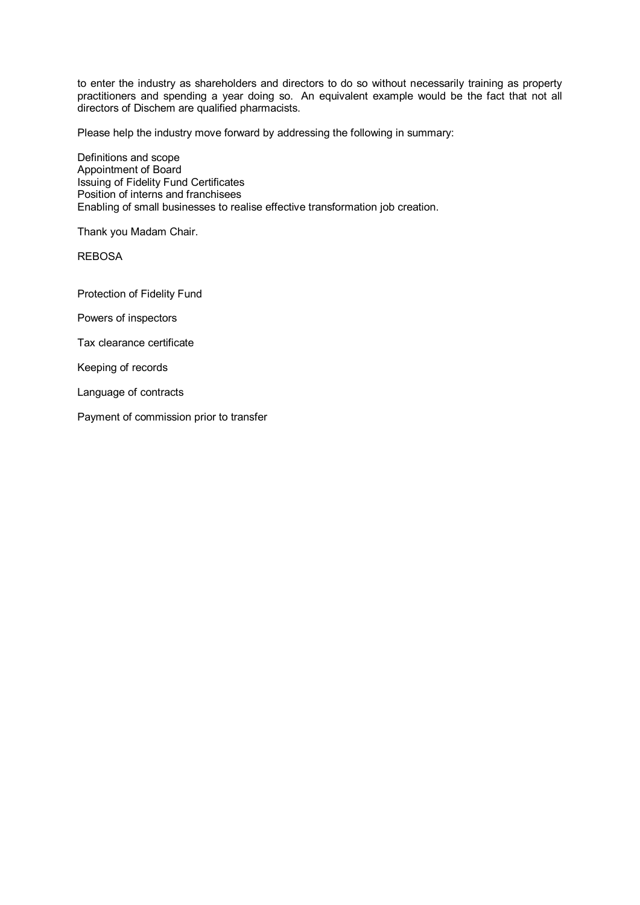to enter the industry as shareholders and directors to do so without necessarily training as property practitioners and spending a year doing so. An equivalent example would be the fact that not all directors of Dischem are qualified pharmacists.

Please help the industry move forward by addressing the following in summary:

Definitions and scope
Appointment of Board
Issuing of Fidelity Fund Certificates
Position of interns and franchisees
Enabling of small businesses to realise effective transformation job creation.

Thank you Madam Chair.

REBOSA

Protection of Fidelity Fund

Powers of inspectors

Tax clearance certificate

Keeping of records

Language of contracts

Payment of commission prior to transfer